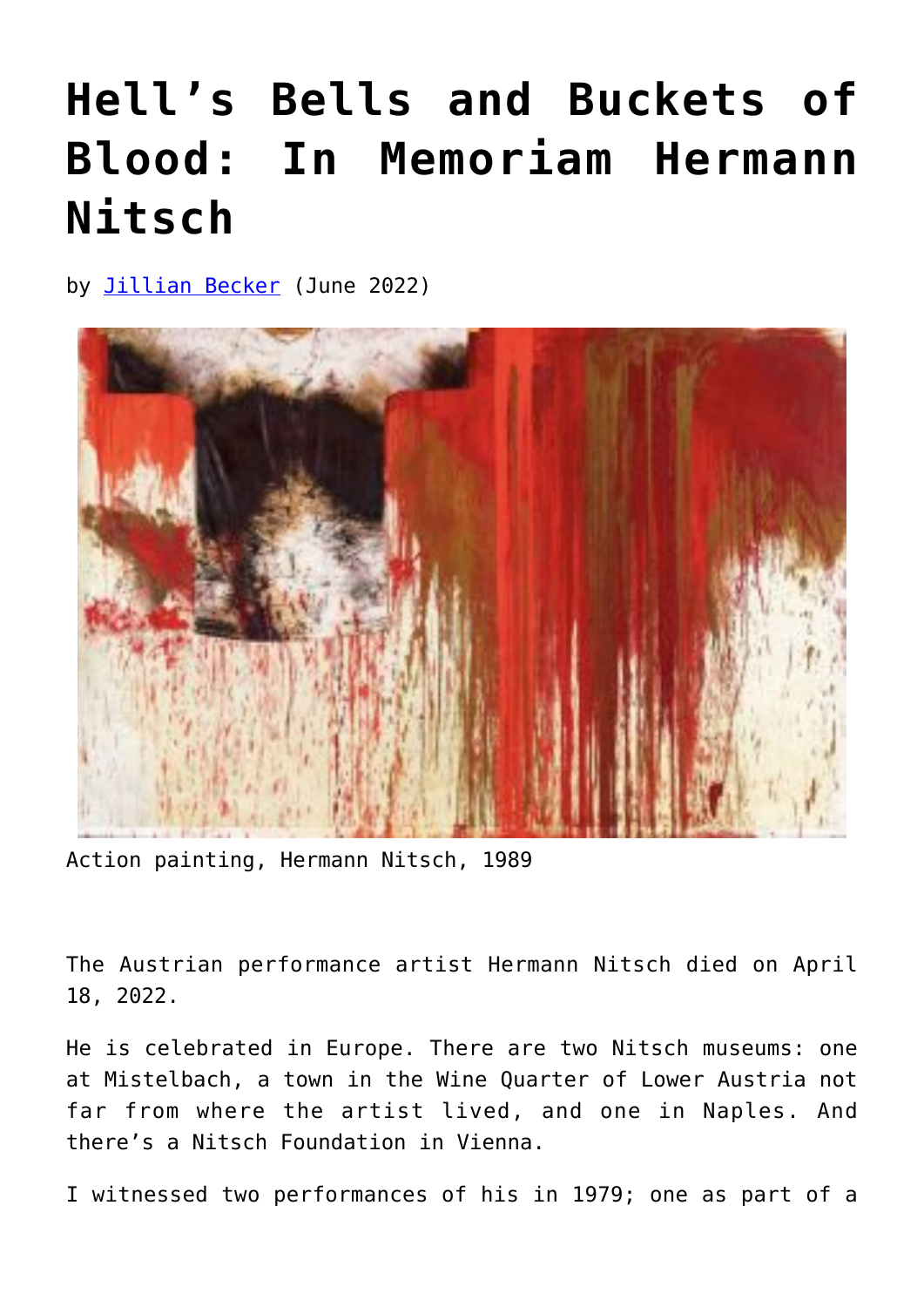# Hell's Bells and Buckets of Blood: In Memoriam Hermann Nitsch

by [Jillian Becker] (June 2022)

Action painting, Hermann Nitsch, 1989

The Austrian performance artist Hermann Nitsch died on April 18, 2022.

He is celebrated in Europe. There are two Nitsch museums: one at Mistelbach, a town in the Wine Quarter of Lower Austria not far from where the artist lived, and one in Naples. And there's a Nitsch Foundation in Vienna.

I witnessed two performances of his in 1979; one as part of a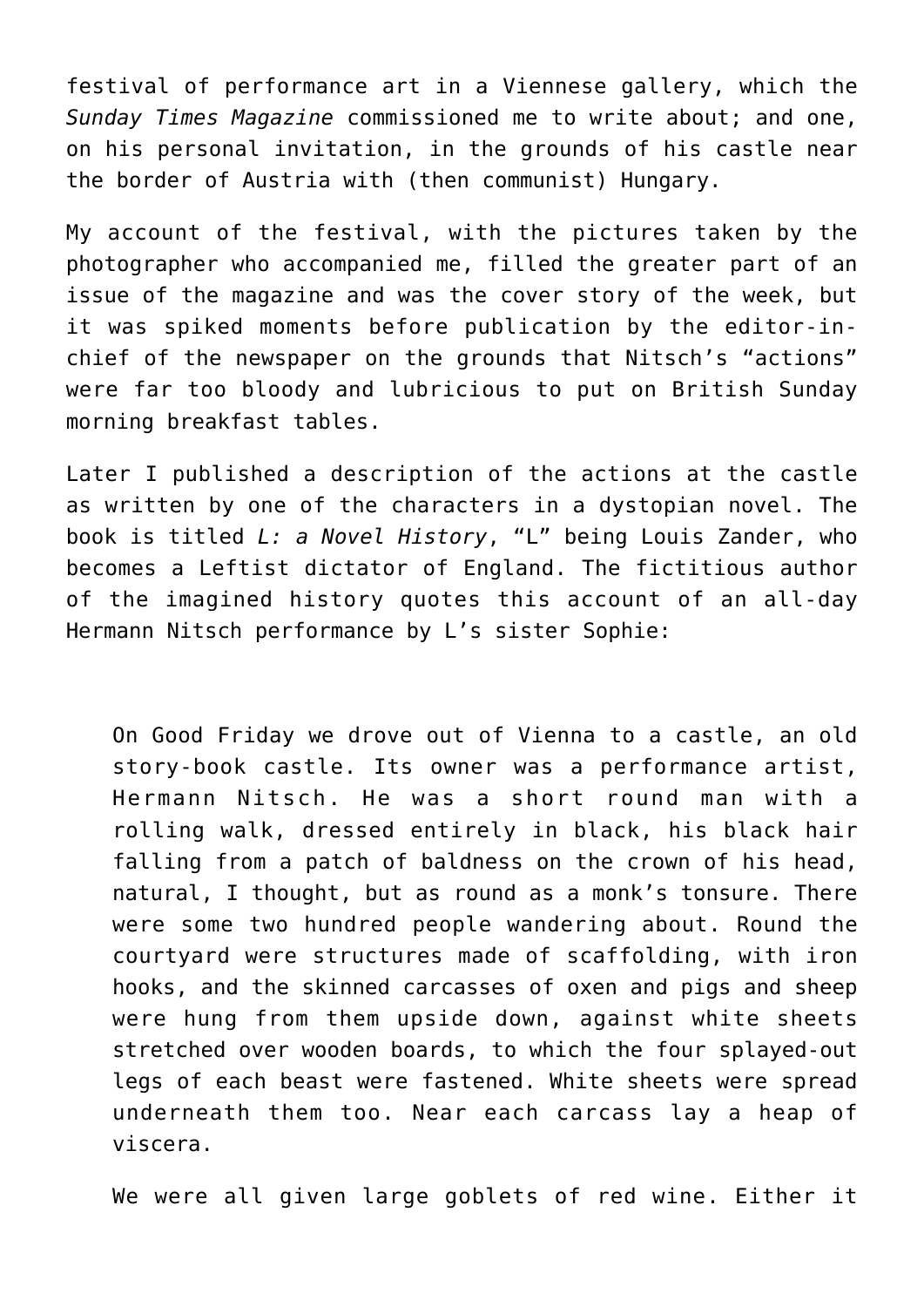festival of performance art in a Viennese gallery, which the *Sunday Times Magazine* commissioned me to write about; and one, on his personal invitation, in the grounds of his castle near the border of Austria with (then communist) Hungary.

My account of the festival, with the pictures taken by the photographer who accompanied me, filled the greater part of an issue of the magazine and was the cover story of the week, but it was spiked moments before publication by the editor-in-chief of the newspaper on the grounds that Nitsch's "actions" were far too bloody and lubricious to put on British Sunday morning breakfast tables.

Later I published a description of the actions at the castle as written by one of the characters in a dystopian novel. The book is titled *L: a Novel History*, "L" being Louis Zander, who becomes a Leftist dictator of England. The fictitious author of the imagined history quotes this account of an all-day Hermann Nitsch performance by L's sister Sophie:

> On Good Friday we drove out of Vienna to a castle, an old story-book castle. Its owner was a performance artist, Hermann Nitsch. He was a short round man with a rolling walk, dressed entirely in black, his black hair falling from a patch of baldness on the crown of his head, natural, I thought, but as round as a monk's tonsure. There were some two hundred people wandering about. Round the courtyard were structures made of scaffolding, with iron hooks, and the skinned carcasses of oxen and pigs and sheep were hung from them upside down, against white sheets stretched over wooden boards, to which the four splayed-out legs of each beast were fastened. White sheets were spread underneath them too. Near each carcass lay a heap of viscera.
>
> We were all given large goblets of red wine. Either it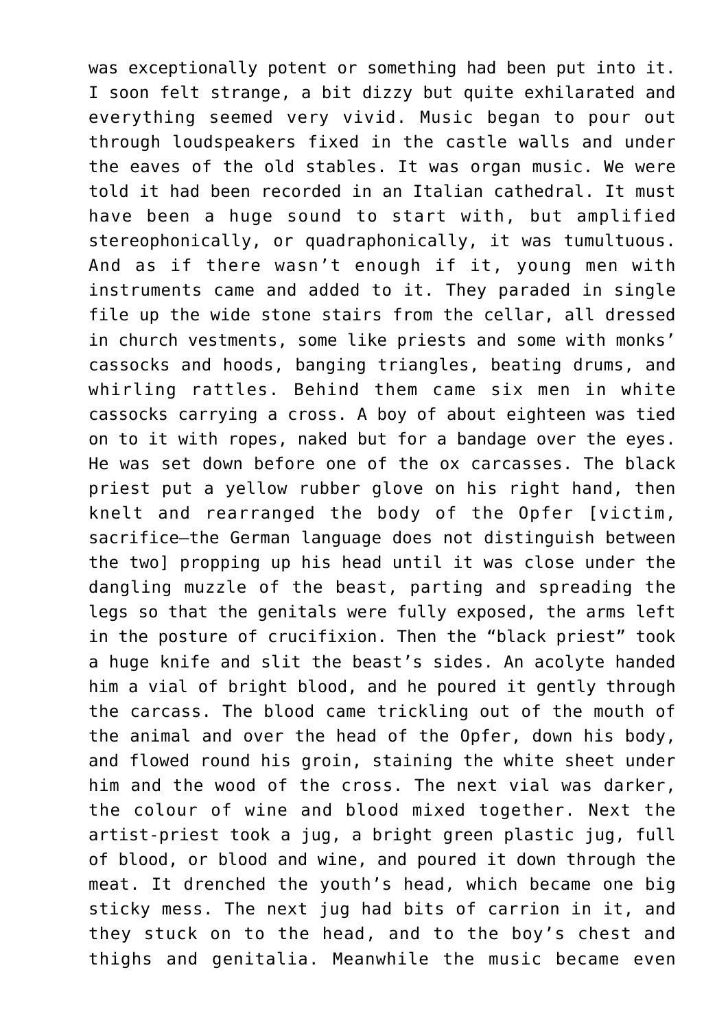was exceptionally potent or something had been put into it. I soon felt strange, a bit dizzy but quite exhilarated and everything seemed very vivid. Music began to pour out through loudspeakers fixed in the castle walls and under the eaves of the old stables. It was organ music. We were told it had been recorded in an Italian cathedral. It must have been a huge sound to start with, but amplified stereophonically, or quadraphonically, it was tumultuous. And as if there wasn't enough if it, young men with instruments came and added to it. They paraded in single file up the wide stone stairs from the cellar, all dressed in church vestments, some like priests and some with monks' cassocks and hoods, banging triangles, beating drums, and whirling rattles. Behind them came six men in white cassocks carrying a cross. A boy of about eighteen was tied on to it with ropes, naked but for a bandage over the eyes. He was set down before one of the ox carcasses. The black priest put a yellow rubber glove on his right hand, then knelt and rearranged the body of the Opfer [victim, sacrifice—the German language does not distinguish between the two] propping up his head until it was close under the dangling muzzle of the beast, parting and spreading the legs so that the genitals were fully exposed, the arms left in the posture of crucifixion. Then the "black priest" took a huge knife and slit the beast's sides. An acolyte handed him a vial of bright blood, and he poured it gently through the carcass. The blood came trickling out of the mouth of the animal and over the head of the Opfer, down his body, and flowed round his groin, staining the white sheet under him and the wood of the cross. The next vial was darker, the colour of wine and blood mixed together. Next the artist-priest took a jug, a bright green plastic jug, full of blood, or blood and wine, and poured it down through the meat. It drenched the youth's head, which became one big sticky mess. The next jug had bits of carrion in it, and they stuck on to the head, and to the boy's chest and thighs and genitalia. Meanwhile the music became even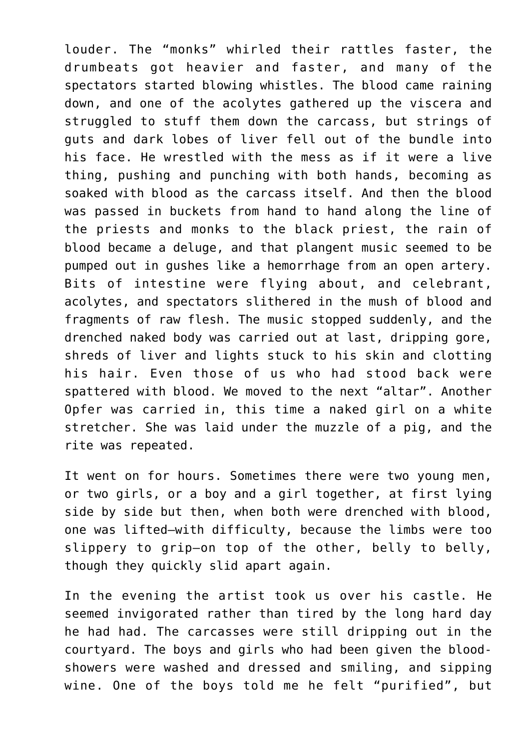louder. The “monks” whirled their rattles faster, the drumbeats got heavier and faster, and many of the spectators started blowing whistles. The blood came raining down, and one of the acolytes gathered up the viscera and struggled to stuff them down the carcass, but strings of guts and dark lobes of liver fell out of the bundle into his face. He wrestled with the mess as if it were a live thing, pushing and punching with both hands, becoming as soaked with blood as the carcass itself. And then the blood was passed in buckets from hand to hand along the line of the priests and monks to the black priest, the rain of blood became a deluge, and that plangent music seemed to be pumped out in gushes like a hemorrhage from an open artery. Bits of intestine were flying about, and celebrant, acolytes, and spectators slithered in the mush of blood and fragments of raw flesh. The music stopped suddenly, and the drenched naked body was carried out at last, dripping gore, shreds of liver and lights stuck to his skin and clotting his hair. Even those of us who had stood back were spattered with blood. We moved to the next “altar”. Another Opfer was carried in, this time a naked girl on a white stretcher. She was laid under the muzzle of a pig, and the rite was repeated.

It went on for hours. Sometimes there were two young men, or two girls, or a boy and a girl together, at first lying side by side but then, when both were drenched with blood, one was lifted—with difficulty, because the limbs were too slippery to grip—on top of the other, belly to belly, though they quickly slid apart again.

In the evening the artist took us over his castle. He seemed invigorated rather than tired by the long hard day he had had. The carcasses were still dripping out in the courtyard. The boys and girls who had been given the blood-showers were washed and dressed and smiling, and sipping wine. One of the boys told me he felt “purified”, but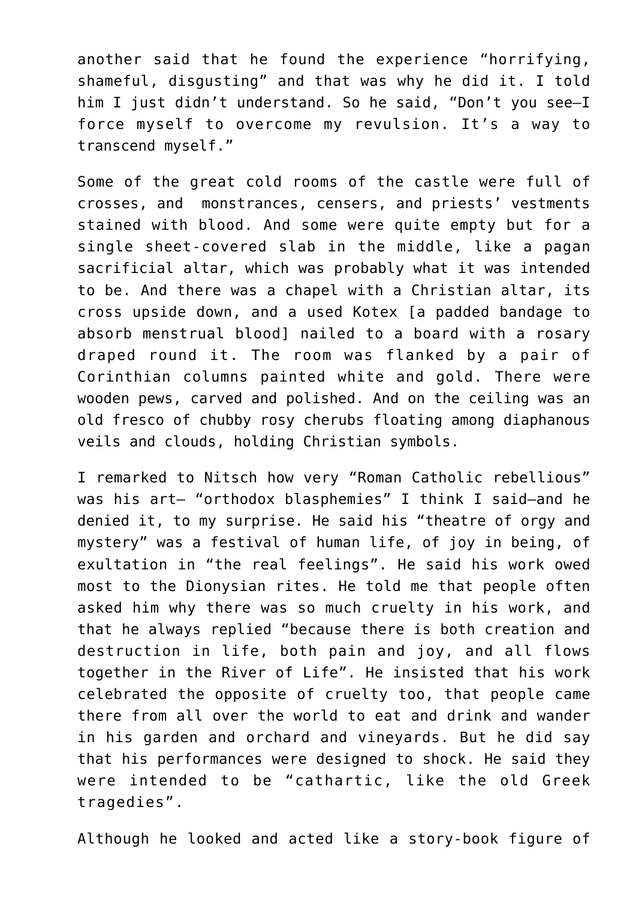another said that he found the experience “horrifying, shameful, disgusting” and that was why he did it. I told him I just didn’t understand. So he said, “Don’t you see—I force myself to overcome my revulsion. It’s a way to transcend myself.”

Some of the great cold rooms of the castle were full of crosses, and  monstrances, censers, and priests’ vestments stained with blood. And some were quite empty but for a single sheet-covered slab in the middle, like a pagan sacrificial altar, which was probably what it was intended to be. And there was a chapel with a Christian altar, its cross upside down, and a used Kotex [a padded bandage to absorb menstrual blood] nailed to a board with a rosary draped round it. The room was flanked by a pair of Corinthian columns painted white and gold. There were wooden pews, carved and polished. And on the ceiling was an old fresco of chubby rosy cherubs floating among diaphanous veils and clouds, holding Christian symbols.

I remarked to Nitsch how very “Roman Catholic rebellious” was his art— “orthodox blasphemies” I think I said—and he denied it, to my surprise. He said his “theatre of orgy and mystery” was a festival of human life, of joy in being, of exultation in “the real feelings”. He said his work owed most to the Dionysian rites. He told me that people often asked him why there was so much cruelty in his work, and that he always replied “because there is both creation and destruction in life, both pain and joy, and all flows together in the River of Life”. He insisted that his work celebrated the opposite of cruelty too, that people came there from all over the world to eat and drink and wander in his garden and orchard and vineyards. But he did say that his performances were designed to shock. He said they were intended to be “cathartic, like the old Greek tragedies”.

Although he looked and acted like a story-book figure of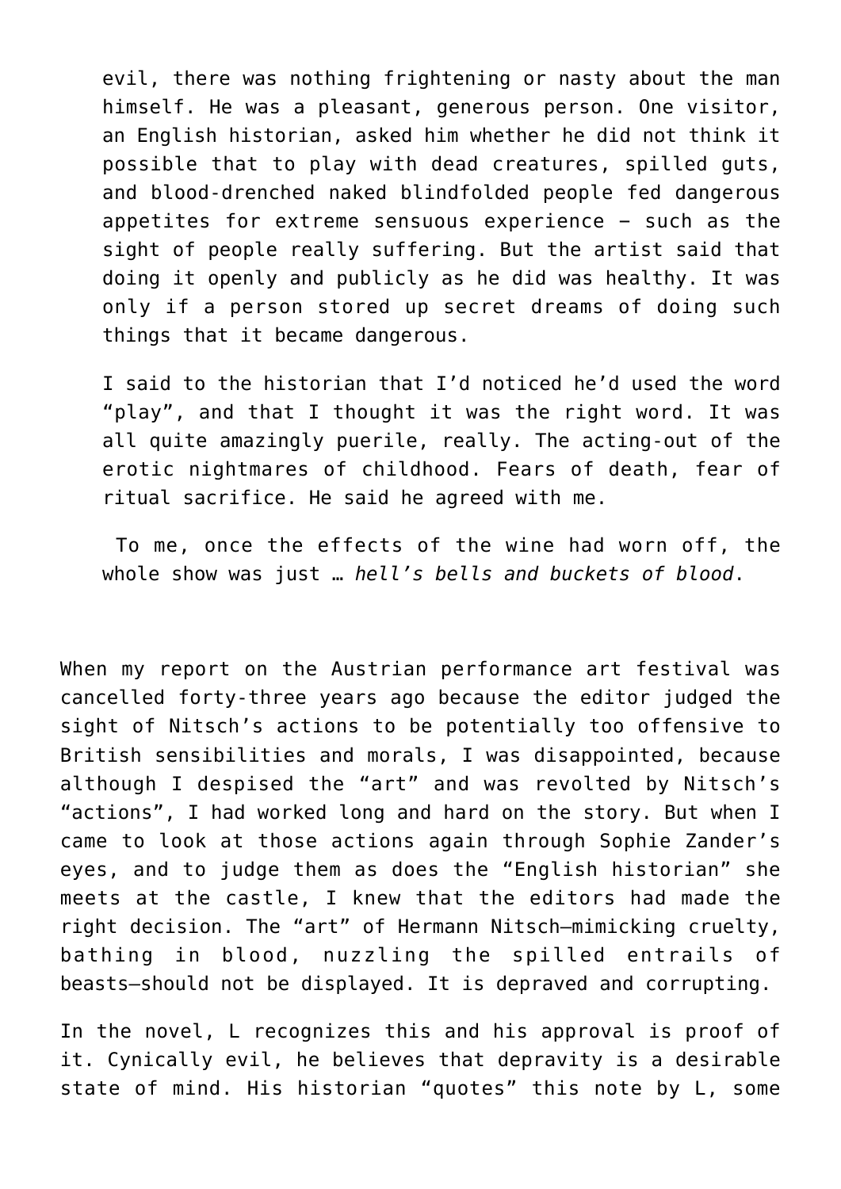> evil, there was nothing frightening or nasty about the man himself. He was a pleasant, generous person. One visitor, an English historian, asked him whether he did not think it possible that to play with dead creatures, spilled guts, and blood-drenched naked blindfolded people fed dangerous appetites for extreme sensuous experience – such as the sight of people really suffering. But the artist said that doing it openly and publicly as he did was healthy. It was only if a person stored up secret dreams of doing such things that it became dangerous.
>
> I said to the historian that I'd noticed he'd used the word "play", and that I thought it was the right word. It was all quite amazingly puerile, really. The acting-out of the erotic nightmares of childhood. Fears of death, fear of ritual sacrifice. He said he agreed with me.
>
> To me, once the effects of the wine had worn off, the whole show was just … *hell's bells and buckets of blood*.

When my report on the Austrian performance art festival was cancelled forty-three years ago because the editor judged the sight of Nitsch's actions to be potentially too offensive to British sensibilities and morals, I was disappointed, because although I despised the "art" and was revolted by Nitsch's "actions", I had worked long and hard on the story. But when I came to look at those actions again through Sophie Zander's eyes, and to judge them as does the "English historian" she meets at the castle, I knew that the editors had made the right decision. The "art" of Hermann Nitsch—mimicking cruelty, bathing in blood, nuzzling the spilled entrails of beasts—should not be displayed. It is depraved and corrupting.

In the novel, L recognizes this and his approval is proof of it. Cynically evil, he believes that depravity is a desirable state of mind. His historian "quotes" this note by L, some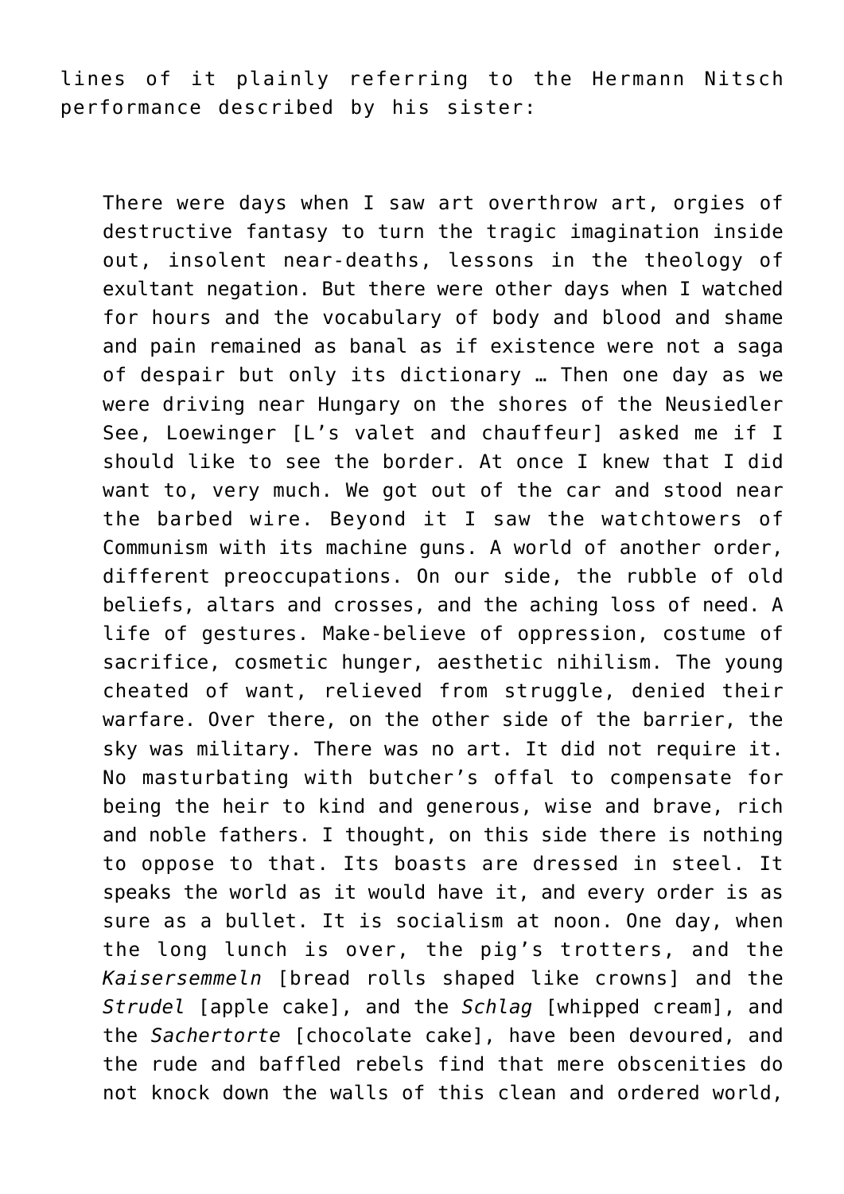lines of it plainly referring to the Hermann Nitsch performance described by his sister:

> There were days when I saw art overthrow art, orgies of destructive fantasy to turn the tragic imagination inside out, insolent near-deaths, lessons in the theology of exultant negation. But there were other days when I watched for hours and the vocabulary of body and blood and shame and pain remained as banal as if existence were not a saga of despair but only its dictionary … Then one day as we were driving near Hungary on the shores of the Neusiedler See, Loewinger [L's valet and chauffeur] asked me if I should like to see the border. At once I knew that I did want to, very much. We got out of the car and stood near the barbed wire. Beyond it I saw the watchtowers of Communism with its machine guns. A world of another order, different preoccupations. On our side, the rubble of old beliefs, altars and crosses, and the aching loss of need. A life of gestures. Make-believe of oppression, costume of sacrifice, cosmetic hunger, aesthetic nihilism. The young cheated of want, relieved from struggle, denied their warfare. Over there, on the other side of the barrier, the sky was military. There was no art. It did not require it. No masturbating with butcher's offal to compensate for being the heir to kind and generous, wise and brave, rich and noble fathers. I thought, on this side there is nothing to oppose to that. Its boasts are dressed in steel. It speaks the world as it would have it, and every order is as sure as a bullet. It is socialism at noon. One day, when the long lunch is over, the pig's trotters, and the *Kaisersemmeln* [bread rolls shaped like crowns] and the *Strudel* [apple cake], and the *Schlag* [whipped cream], and the *Sachertorte* [chocolate cake], have been devoured, and the rude and baffled rebels find that mere obscenities do not knock down the walls of this clean and ordered world,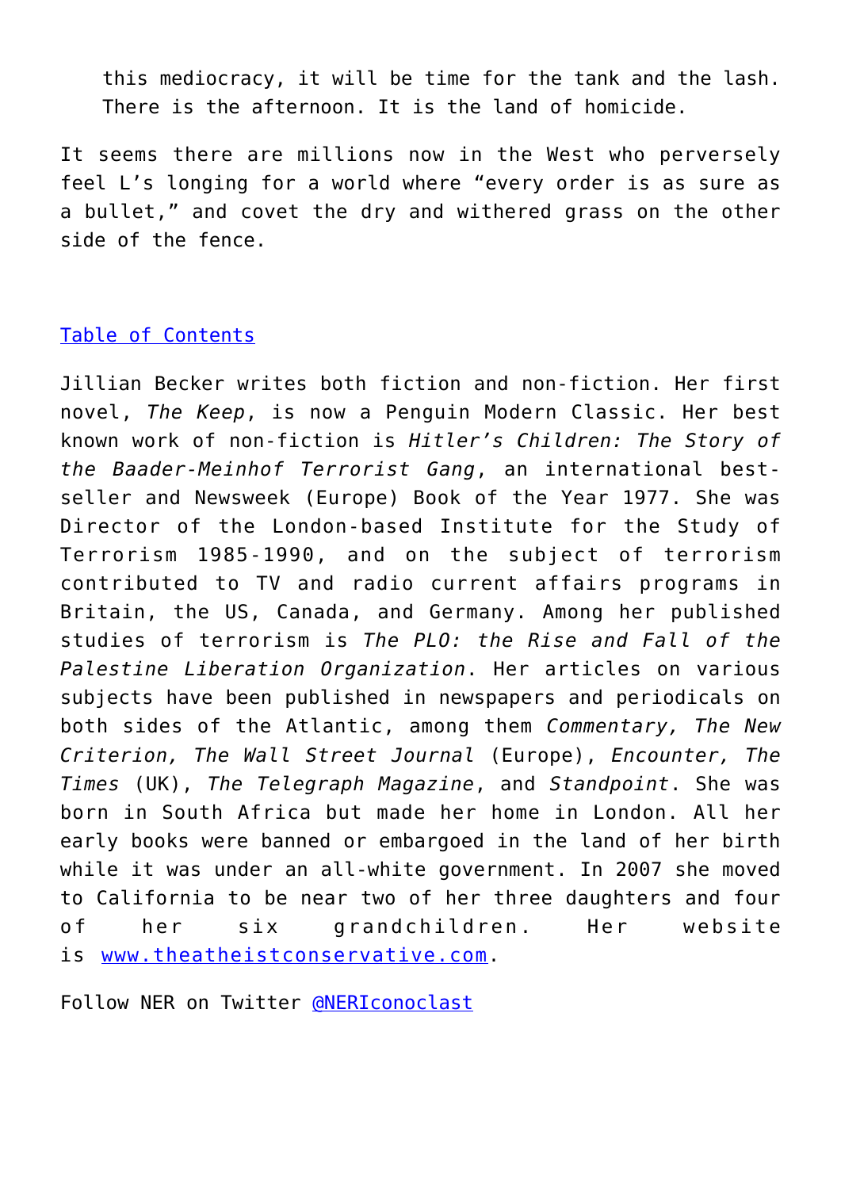> this mediocracy, it will be time for the tank and the lash. There is the afternoon. It is the land of homicide.

It seems there are millions now in the West who perversely feel L's longing for a world where "every order is as sure as a bullet," and covet the dry and withered grass on the other side of the fence.

[Table of Contents]()

Jillian Becker writes both fiction and non-fiction. Her first novel, *The Keep*, is now a Penguin Modern Classic. Her best known work of non-fiction is *Hitler's Children: The Story of the Baader-Meinhof Terrorist Gang*, an international best-seller and Newsweek (Europe) Book of the Year 1977. She was Director of the London-based Institute for the Study of Terrorism 1985-1990, and on the subject of terrorism contributed to TV and radio current affairs programs in Britain, the US, Canada, and Germany. Among her published studies of terrorism is *The PLO: the Rise and Fall of the Palestine Liberation Organization*. Her articles on various subjects have been published in newspapers and periodicals on both sides of the Atlantic, among them *Commentary, The New Criterion, The Wall Street Journal* (Europe), *Encounter, The Times* (UK), *The Telegraph Magazine*, and *Standpoint*. She was born in South Africa but made her home in London. All her early books were banned or embargoed in the land of her birth while it was under an all-white government. In 2007 she moved to California to be near two of her three daughters and four of her six grandchildren. Her website is [www.theatheistconservative.com](http://www.theatheistconservative.com).

Follow NER on Twitter [@NERIconoclast](https://twitter.com/NERIconoclast)